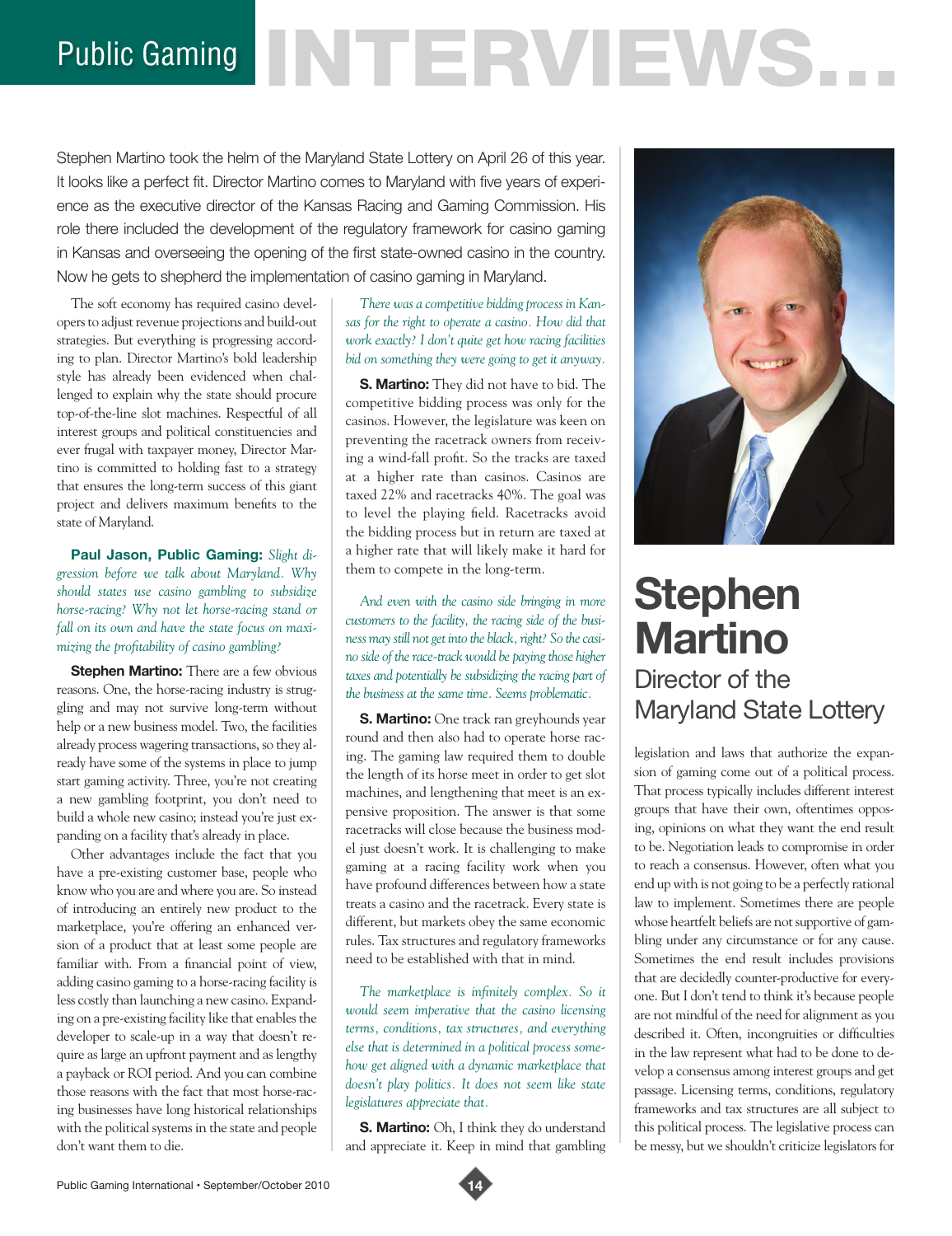# Public Gaming INTERVIEWS...

# Stephen Martino

## Director of the Maryland State Lottery

Stephen Martino took the helm of the Maryland State Lottery on April 26 of this year. It looks like a perfect fit. Director Martino comes to Maryland with five years of experience as the executive director of the Kansas Racing and Gaming Commission. His role there included the development of the regulatory framework for casino gaming in Kansas and overseeing the opening of the first state-owned casino in the country. Now he gets to shepherd the implementation of casino gaming in Maryland.

The soft economy has required casino developers to adjust revenue projections and build-out strategies. But everything is progressing according to plan. Director Martino's bold leadership style has already been evidenced when challenged to explain why the state should procure top-of-the-line slot machines. Respectful of all interest groups and political constituencies and ever frugal with taxpayer money, Director Martino is committed to holding fast to a strategy that ensures the long-term success of this giant project and delivers maximum benefits to the state of Maryland.

**Paul Jason, Public Gaming:** *Slight digression before we talk about Maryland. Why should states use casino gambling to subsidize horse-racing? Why not let horse-racing stand or fall on its own and have the state focus on maximizing the profitability of casino gambling?*

**Stephen Martino:** There are a few obvious reasons. One, the horse-racing industry is struggling and may not survive long-term without help or a new business model. Two, the facilities already process wagering transactions, so they already have some of the systems in place to jump start gaming activity. Three, you're not creating a new gambling footprint, you don't need to build a whole new casino; instead you're just expanding on a facility that's already in place.

Other advantages include the fact that you have a pre-existing customer base, people who know who you are and where you are. So instead of introducing an entirely new product to the marketplace, you're offering an enhanced version of a product that at least some people are familiar with. From a financial point of view, adding casino gaming to a horse-racing facility is less costly than launching a new casino. Expanding on a pre-existing facility like that enables the developer to scale-up in a way that doesn't require as large an upfront payment and as lengthy a payback or ROI period. And you can combine those reasons with the fact that most horse-racing businesses have long historical relationships with the political systems in the state and people don't want them to die.

*There was a competitive bidding process in Kansas for the right to operate a casino. How did that work exactly? I don't quite get how racing facilities bid on something they were going to get it anyway.*

**S. Martino:** They did not have to bid. The competitive bidding process was only for the casinos. However, the legislature was keen on preventing the racetrack owners from receiving a wind-fall profit. So the tracks are taxed at a higher rate than casinos. Casinos are taxed 22% and racetracks 40%. The goal was to level the playing field. Racetracks avoid the bidding process but in return are taxed at a higher rate that will likely make it hard for them to compete in the long-term.

*And even with the casino side bringing in more customers to the facility, the racing side of the business may still not get into the black, right? So the casino side of the race-track would be paying those higher taxes and potentially be subsidizing the racing part of the business at the same time. Seems problematic.*

**S. Martino:** One track ran greyhounds year round and then also had to operate horse racing. The gaming law required them to double the length of its horse meet in order to get slot machines, and lengthening that meet is an expensive proposition. The answer is that some racetracks will close because the business model just doesn't work. It is challenging to make gaming at a racing facility work when you have profound differences between how a state treats a casino and the racetrack. Every state is different, but markets obey the same economic rules. Tax structures and regulatory frameworks need to be established with that in mind.

*The marketplace is infinitely complex. So it would seem imperative that the casino licensing terms, conditions, tax structures, and everything else that is determined in a political process somehow get aligned with a dynamic marketplace that doesn't play politics. It does not seem like state legislatures appreciate that.*

**S. Martino:** Oh, I think they do understand and appreciate it. Keep in mind that gambling legislation and laws that authorize the expansion of gaming come out of a political process. That process typically includes different interest groups that have their own, oftentimes opposing, opinions on what they want the end result to be. Negotiation leads to compromise in order to reach a consensus. However, often what you end up with is not going to be a perfectly rational law to implement. Sometimes there are people whose heartfelt beliefs are not supportive of gambling under any circumstance or for any cause. Sometimes the end result includes provisions that are decidedly counter-productive for everyone. But I don't tend to think it's because people are not mindful of the need for alignment as you described it. Often, incongruities or difficulties in the law represent what had to be done to develop a consensus among interest groups and get passage. Licensing terms, conditions, regulatory frameworks and tax structures are all subject to this political process. The legislative process can be messy, but we shouldn't criticize legislators for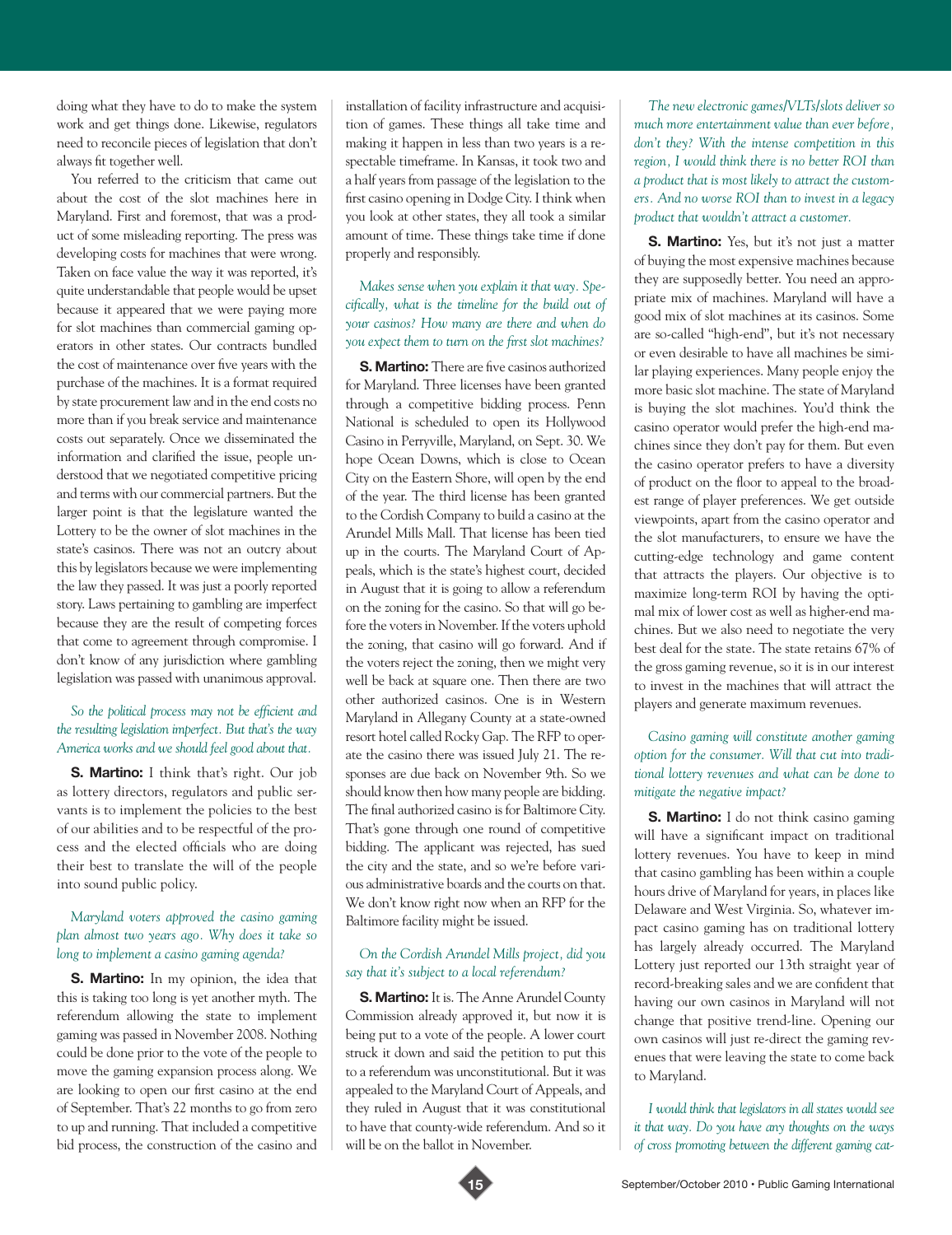doing what they have to do to make the system work and get things done. Likewise, regulators need to reconcile pieces of legislation that don't always fit together well.

You referred to the criticism that came out about the cost of the slot machines here in Maryland. First and foremost, that was a product of some misleading reporting. The press was developing costs for machines that were wrong. Taken on face value the way it was reported, it's quite understandable that people would be upset because it appeared that we were paying more for slot machines than commercial gaming operators in other states. Our contracts bundled the cost of maintenance over five years with the purchase of the machines. It is a format required by state procurement law and in the end costs no more than if you break service and maintenance costs out separately. Once we disseminated the information and clarified the issue, people understood that we negotiated competitive pricing and terms with our commercial partners. But the larger point is that the legislature wanted the Lottery to be the owner of slot machines in the state's casinos. There was not an outcry about this by legislators because we were implementing the law they passed. It was just a poorly reported story. Laws pertaining to gambling are imperfect because they are the result of competing forces that come to agreement through compromise. I don't know of any jurisdiction where gambling legislation was passed with unanimous approval.

*So the political process may not be efficient and the resulting legislation imperfect. But that's the way America works and we should feel good about that.*

**S. Martino:** I think that's right. Our job as lottery directors, regulators and public servants is to implement the policies to the best of our abilities and to be respectful of the process and the elected officials who are doing their best to translate the will of the people into sound public policy.

*Maryland voters approved the casino gaming plan almost two years ago. Why does it take so long to implement a casino gaming agenda?*

**S. Martino:** In my opinion, the idea that this is taking too long is yet another myth. The referendum allowing the state to implement gaming was passed in November 2008. Nothing could be done prior to the vote of the people to move the gaming expansion process along. We are looking to open our first casino at the end of September. That's 22 months to go from zero to up and running. That included a competitive bid process, the construction of the casino and installation of facility infrastructure and acquisition of games. These things all take time and making it happen in less than two years is a respectable timeframe. In Kansas, it took two and a half years from passage of the legislation to the first casino opening in Dodge City. I think when you look at other states, they all took a similar amount of time. These things take time if done properly and responsibly.

*Makes sense when you explain it that way. Specifically, what is the timeline for the build out of your casinos? How many are there and when do you expect them to turn on the first slot machines?*

**S. Martino:** There are five casinos authorized for Maryland. Three licenses have been granted through a competitive bidding process. Penn National is scheduled to open its Hollywood Casino in Perryville, Maryland, on Sept. 30. We hope Ocean Downs, which is close to Ocean City on the Eastern Shore, will open by the end of the year. The third license has been granted to the Cordish Company to build a casino at the Arundel Mills Mall. That license has been tied up in the courts. The Maryland Court of Appeals, which is the state's highest court, decided in August that it is going to allow a referendum on the zoning for the casino. So that will go before the voters in November. If the voters uphold the zoning, that casino will go forward. And if the voters reject the zoning, then we might very well be back at square one. Then there are two other authorized casinos. One is in Western Maryland in Allegany County at a state-owned resort hotel called Rocky Gap. The RFP to operate the casino there was issued July 21. The responses are due back on November 9th. So we should know then how many people are bidding. The final authorized casino is for Baltimore City. That's gone through one round of competitive bidding. The applicant was rejected, has sued the city and the state, and so we're before various administrative boards and the courts on that. We don't know right now when an RFP for the Baltimore facility might be issued.

*On the Cordish Arundel Mills project, did you say that it's subject to a local referendum?*

**S. Martino:** It is. The Anne Arundel County Commission already approved it, but now it is being put to a vote of the people. A lower court struck it down and said the petition to put this to a referendum was unconstitutional. But it was appealed to the Maryland Court of Appeals, and they ruled in August that it was constitutional to have that county-wide referendum. And so it will be on the ballot in November.

*The new electronic games/VLTs/slots deliver so much more entertainment value than ever before, don't they? With the intense competition in this region, I would think there is no better ROI than a product that is most likely to attract the customers. And no worse ROI than to invest in a legacy product that wouldn't attract a customer.*

**S. Martino:** Yes, but it's not just a matter of buying the most expensive machines because they are supposedly better. You need an appropriate mix of machines. Maryland will have a good mix of slot machines at its casinos. Some are so-called "high-end", but it's not necessary or even desirable to have all machines be similar playing experiences. Many people enjoy the more basic slot machine. The state of Maryland is buying the slot machines. You'd think the casino operator would prefer the high-end machines since they don't pay for them. But even the casino operator prefers to have a diversity of product on the floor to appeal to the broadest range of player preferences. We get outside viewpoints, apart from the casino operator and the slot manufacturers, to ensure we have the cutting-edge technology and game content that attracts the players. Our objective is to maximize long-term ROI by having the optimal mix of lower cost as well as higher-end machines. But we also need to negotiate the very best deal for the state. The state retains 67% of the gross gaming revenue, so it is in our interest to invest in the machines that will attract the players and generate maximum revenues.

*Casino gaming will constitute another gaming option for the consumer. Will that cut into traditional lottery revenues and what can be done to mitigate the negative impact?*

**S. Martino:** I do not think casino gaming will have a significant impact on traditional lottery revenues. You have to keep in mind that casino gambling has been within a couple hours drive of Maryland for years, in places like Delaware and West Virginia. So, whatever impact casino gaming has on traditional lottery has largely already occurred. The Maryland Lottery just reported our 13th straight year of record-breaking sales and we are confident that having our own casinos in Maryland will not change that positive trend-line. Opening our own casinos will just re-direct the gaming revenues that were leaving the state to come back to Maryland.

*I would think that legislators in all states would see it that way. Do you have any thoughts on the ways of cross promoting between the different gaming cat-*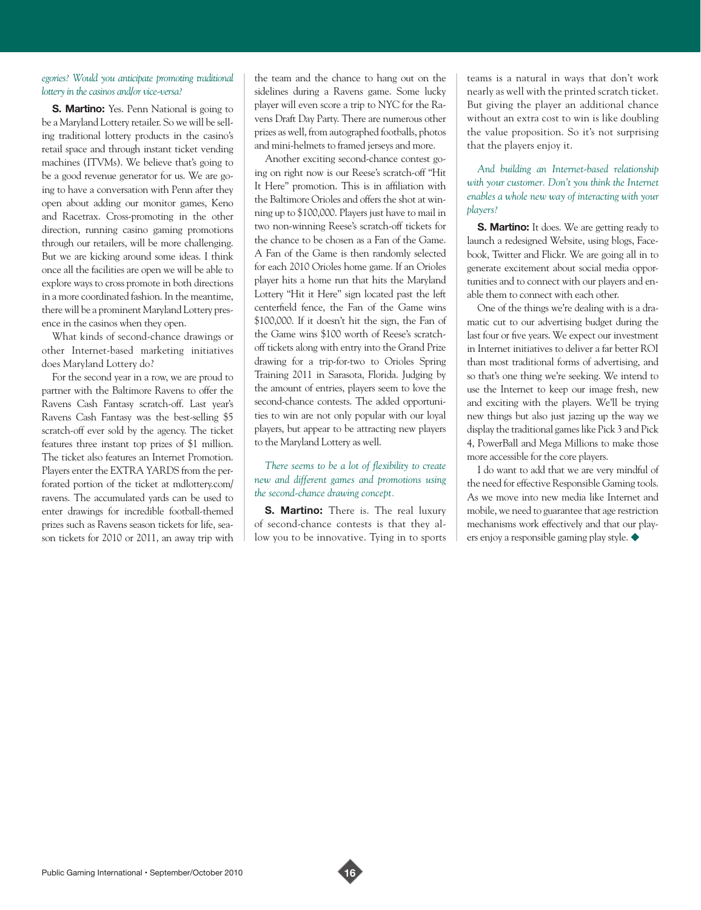*egories? Would you anticipate promoting traditional lottery in the casinos and/or vice-versa?*

**S. Martino:** Yes. Penn National is going to be a Maryland Lottery retailer. So we will be selling traditional lottery products in the casino's retail space and through instant ticket vending machines (ITVMs). We believe that's going to be a good revenue generator for us. We are going to have a conversation with Penn after they open about adding our monitor games, Keno and Racetrax. Cross-promoting in the other direction, running casino gaming promotions through our retailers, will be more challenging. But we are kicking around some ideas. I think once all the facilities are open we will be able to explore ways to cross promote in both directions in a more coordinated fashion. In the meantime, there will be a prominent Maryland Lottery presence in the casinos when they open.

What kinds of second-chance drawings or other Internet-based marketing initiatives does Maryland Lottery do?

For the second year in a row, we are proud to partner with the Baltimore Ravens to offer the Ravens Cash Fantasy scratch-off. Last year's Ravens Cash Fantasy was the best-selling $5 scratch-off ever sold by the agency. The ticket features three instant top prizes of $1 million. The ticket also features an Internet Promotion. Players enter the EXTRA YARDS from the perforated portion of the ticket at mdlottery.com/ravens. The accumulated yards can be used to enter drawings for incredible football-themed prizes such as Ravens season tickets for life, season tickets for 2010 or 2011, an away trip with the team and the chance to hang out on the sidelines during a Ravens game. Some lucky player will even score a trip to NYC for the Ravens Draft Day Party. There are numerous other prizes as well, from autographed footballs, photos and mini-helmets to framed jerseys and more.

Another exciting second-chance contest going on right now is our Reese's scratch-off "Hit It Here" promotion. This is in affiliation with the Baltimore Orioles and offers the shot at winning up to $100,000. Players just have to mail in two non-winning Reese's scratch-off tickets for the chance to be chosen as a Fan of the Game. A Fan of the Game is then randomly selected for each 2010 Orioles home game. If an Orioles player hits a home run that hits the Maryland Lottery "Hit it Here" sign located past the left centerfield fence, the Fan of the Game wins $100,000. If it doesn't hit the sign, the Fan of the Game wins $100 worth of Reese's scratch-off tickets along with entry into the Grand Prize drawing for a trip-for-two to Orioles Spring Training 2011 in Sarasota, Florida. Judging by the amount of entries, players seem to love the second-chance contests. The added opportunities to win are not only popular with our loyal players, but appear to be attracting new players to the Maryland Lottery as well.

*There seems to be a lot of flexibility to create new and different games and promotions using the second-chance drawing concept.*

**S. Martino:** There is. The real luxury of second-chance contests is that they allow you to be innovative. Tying in to sports teams is a natural in ways that don't work nearly as well with the printed scratch ticket. But giving the player an additional chance without an extra cost to win is like doubling the value proposition. So it's not surprising that the players enjoy it.

*And building an Internet-based relationship with your customer. Don't you think the Internet enables a whole new way of interacting with your players?*

**S. Martino:** It does. We are getting ready to launch a redesigned Website, using blogs, Facebook, Twitter and Flickr. We are going all in to generate excitement about social media opportunities and to connect with our players and enable them to connect with each other.

One of the things we're dealing with is a dramatic cut to our advertising budget during the last four or five years. We expect our investment in Internet initiatives to deliver a far better ROI than most traditional forms of advertising, and so that's one thing we're seeking. We intend to use the Internet to keep our image fresh, new and exciting with the players. We'll be trying new things but also just jazzing up the way we display the traditional games like Pick 3 and Pick 4, PowerBall and Mega Millions to make those more accessible for the core players.

I do want to add that we are very mindful of the need for effective Responsible Gaming tools. As we move into new media like Internet and mobile, we need to guarantee that age restriction mechanisms work effectively and that our players enjoy a responsible gaming play style. ◆